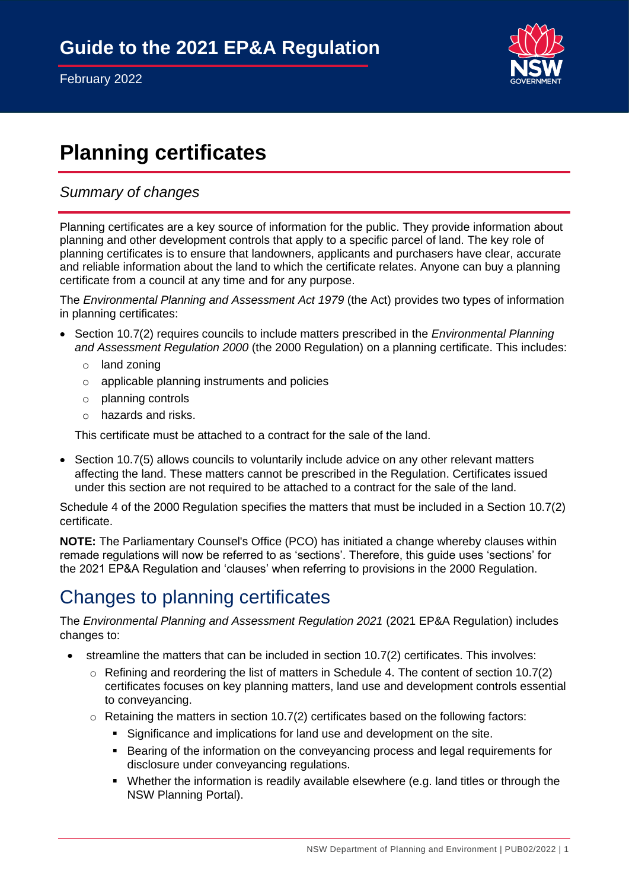# Guide to the 2021 EP&A Regulation

February 2022

# Planning certificates

*Summary of changes*

Planning certificates are a key source of information for the public. They provide information about planning and other development controls that apply to a specific parcel of land. The key role of planning certificates is to ensure that landowners, applicants and purchasers have clear, accurate and reliable information about the land to which the certificate relates. Anyone can buy a planning certificate from a council at any time and for any purpose.

The *Environmental Planning and Assessment Act 1979* (the Act) provides two types of information in planning certificates:

- Section 10.7(2) requires councils to include matters prescribed in the *Environmental Planning and Assessment Regulation 2000* (the 2000 Regulation) on a planning certificate. This includes:
  - land zoning
  - applicable planning instruments and policies
  - planning controls
  - hazards and risks.

  This certificate must be attached to a contract for the sale of the land.

- Section 10.7(5) allows councils to voluntarily include advice on any other relevant matters affecting the land. These matters cannot be prescribed in the Regulation. Certificates issued under this section are not required to be attached to a contract for the sale of the land.

Schedule 4 of the 2000 Regulation specifies the matters that must be included in a Section 10.7(2) certificate.

**NOTE:** The Parliamentary Counsel's Office (PCO) has initiated a change whereby clauses within remade regulations will now be referred to as 'sections'. Therefore, this guide uses 'sections' for the 2021 EP&A Regulation and 'clauses' when referring to provisions in the 2000 Regulation.

## Changes to planning certificates

The *Environmental Planning and Assessment Regulation 2021* (2021 EP&A Regulation) includes changes to:

- streamline the matters that can be included in section 10.7(2) certificates. This involves:
  - Refining and reordering the list of matters in Schedule 4. The content of section 10.7(2) certificates focuses on key planning matters, land use and development controls essential to conveyancing.
  - Retaining the matters in section 10.7(2) certificates based on the following factors:
    - Significance and implications for land use and development on the site.
    - Bearing of the information on the conveyancing process and legal requirements for disclosure under conveyancing regulations.
    - Whether the information is readily available elsewhere (e.g. land titles or through the NSW Planning Portal).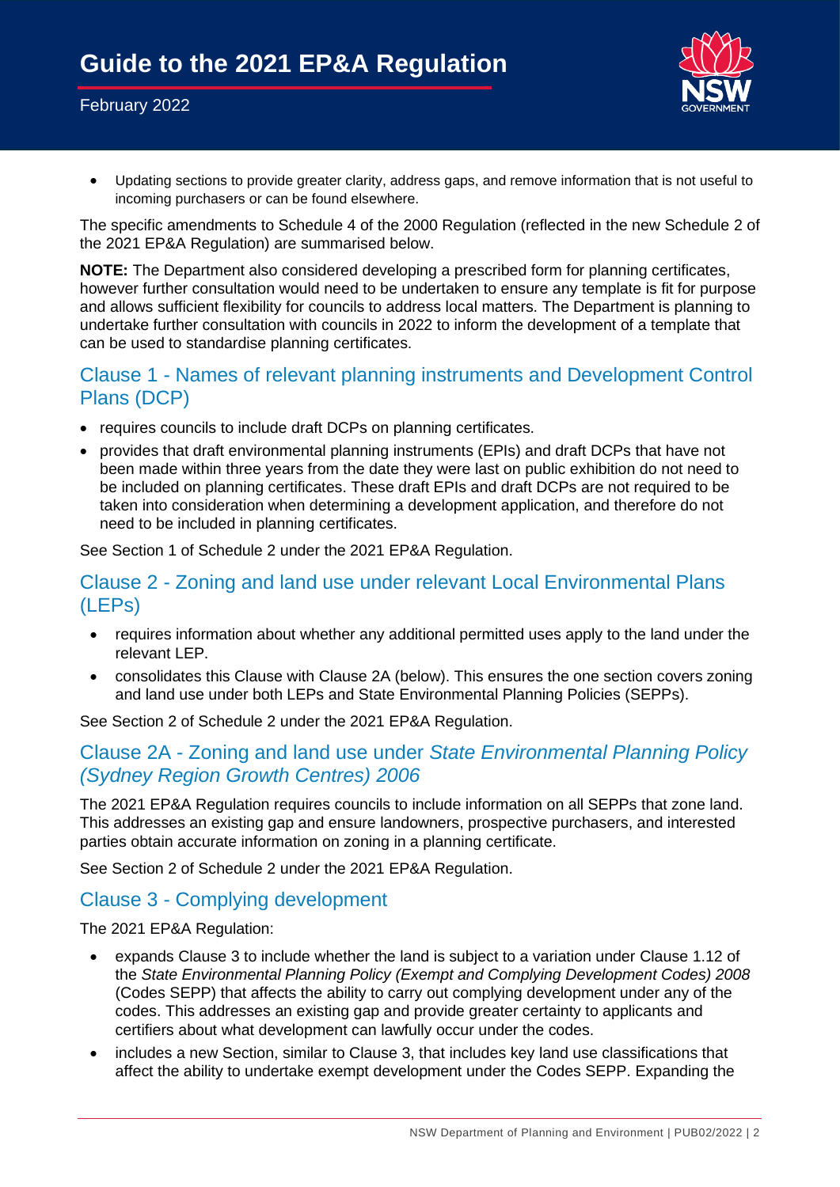- Updating sections to provide greater clarity, address gaps, and remove information that is not useful to incoming purchasers or can be found elsewhere.

The specific amendments to Schedule 4 of the 2000 Regulation (reflected in the new Schedule 2 of the 2021 EP&A Regulation) are summarised below.

**NOTE:** The Department also considered developing a prescribed form for planning certificates, however further consultation would need to be undertaken to ensure any template is fit for purpose and allows sufficient flexibility for councils to address local matters. The Department is planning to undertake further consultation with councils in 2022 to inform the development of a template that can be used to standardise planning certificates.

## Clause 1 - Names of relevant planning instruments and Development Control Plans (DCP)

- requires councils to include draft DCPs on planning certificates.
- provides that draft environmental planning instruments (EPIs) and draft DCPs that have not been made within three years from the date they were last on public exhibition do not need to be included on planning certificates. These draft EPIs and draft DCPs are not required to be taken into consideration when determining a development application, and therefore do not need to be included in planning certificates.

See Section 1 of Schedule 2 under the 2021 EP&A Regulation.

## Clause 2 - Zoning and land use under relevant Local Environmental Plans (LEPs)

- requires information about whether any additional permitted uses apply to the land under the relevant LEP.
- consolidates this Clause with Clause 2A (below). This ensures the one section covers zoning and land use under both LEPs and State Environmental Planning Policies (SEPPs).

See Section 2 of Schedule 2 under the 2021 EP&A Regulation.

## Clause 2A - Zoning and land use under *State Environmental Planning Policy (Sydney Region Growth Centres) 2006*

The 2021 EP&A Regulation requires councils to include information on all SEPPs that zone land. This addresses an existing gap and ensure landowners, prospective purchasers, and interested parties obtain accurate information on zoning in a planning certificate.

See Section 2 of Schedule 2 under the 2021 EP&A Regulation.

## Clause 3 - Complying development

The 2021 EP&A Regulation:

- expands Clause 3 to include whether the land is subject to a variation under Clause 1.12 of the *State Environmental Planning Policy (Exempt and Complying Development Codes) 2008* (Codes SEPP) that affects the ability to carry out complying development under any of the codes. This addresses an existing gap and provide greater certainty to applicants and certifiers about what development can lawfully occur under the codes.
- includes a new Section, similar to Clause 3, that includes key land use classifications that affect the ability to undertake exempt development under the Codes SEPP. Expanding the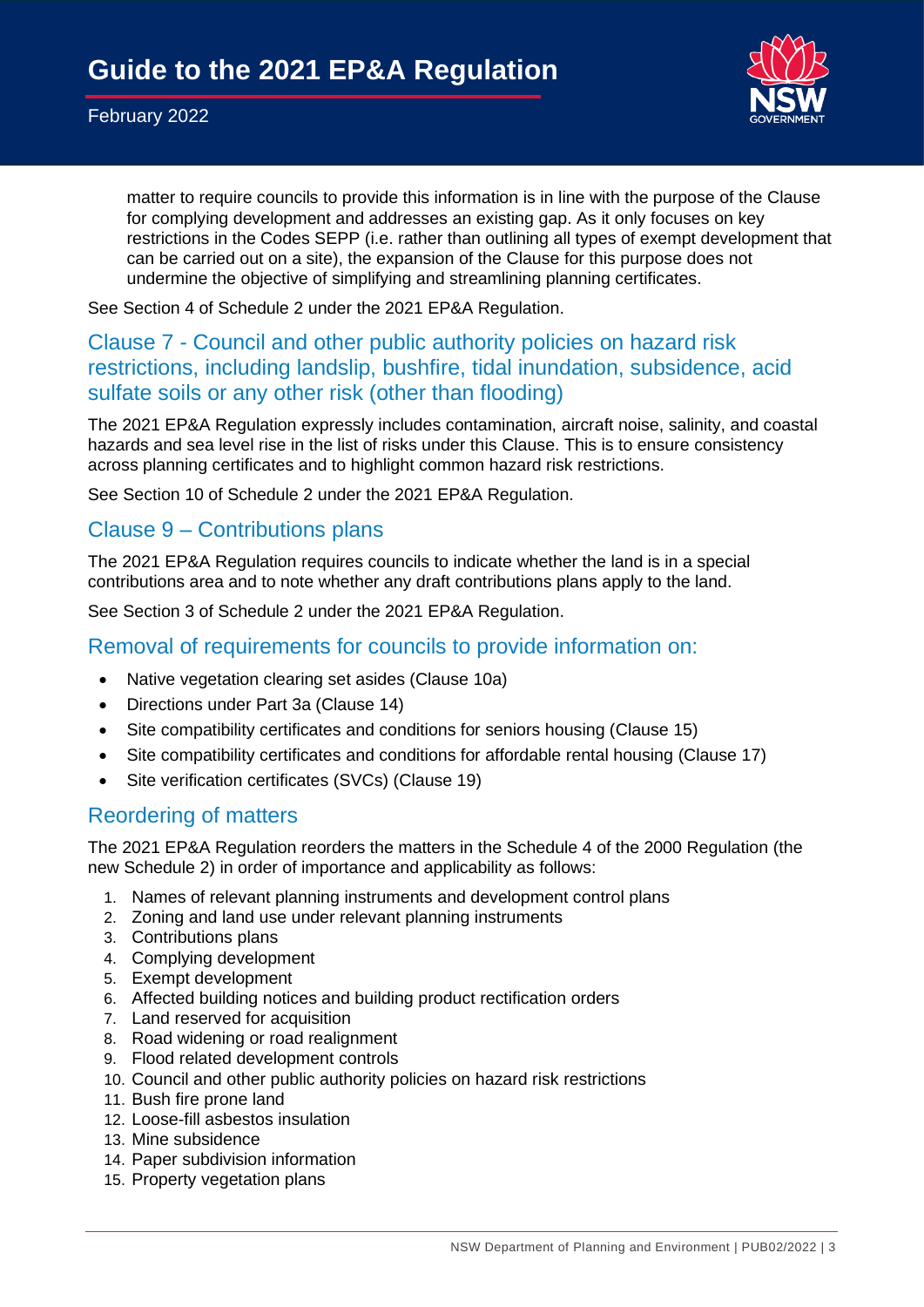matter to require councils to provide this information is in line with the purpose of the Clause for complying development and addresses an existing gap. As it only focuses on key restrictions in the Codes SEPP (i.e. rather than outlining all types of exempt development that can be carried out on a site), the expansion of the Clause for this purpose does not undermine the objective of simplifying and streamlining planning certificates.

See Section 4 of Schedule 2 under the 2021 EP&A Regulation.

## Clause 7 - Council and other public authority policies on hazard risk restrictions, including landslip, bushfire, tidal inundation, subsidence, acid sulfate soils or any other risk (other than flooding)

The 2021 EP&A Regulation expressly includes contamination, aircraft noise, salinity, and coastal hazards and sea level rise in the list of risks under this Clause. This is to ensure consistency across planning certificates and to highlight common hazard risk restrictions.

See Section 10 of Schedule 2 under the 2021 EP&A Regulation.

## Clause 9 – Contributions plans

The 2021 EP&A Regulation requires councils to indicate whether the land is in a special contributions area and to note whether any draft contributions plans apply to the land.

See Section 3 of Schedule 2 under the 2021 EP&A Regulation.

## Removal of requirements for councils to provide information on:

- Native vegetation clearing set asides (Clause 10a)
- Directions under Part 3a (Clause 14)
- Site compatibility certificates and conditions for seniors housing (Clause 15)
- Site compatibility certificates and conditions for affordable rental housing (Clause 17)
- Site verification certificates (SVCs) (Clause 19)

## Reordering of matters

The 2021 EP&A Regulation reorders the matters in the Schedule 4 of the 2000 Regulation (the new Schedule 2) in order of importance and applicability as follows:

1. Names of relevant planning instruments and development control plans
2. Zoning and land use under relevant planning instruments
3. Contributions plans
4. Complying development
5. Exempt development
6. Affected building notices and building product rectification orders
7. Land reserved for acquisition
8. Road widening or road realignment
9. Flood related development controls
10. Council and other public authority policies on hazard risk restrictions
11. Bush fire prone land
12. Loose-fill asbestos insulation
13. Mine subsidence
14. Paper subdivision information
15. Property vegetation plans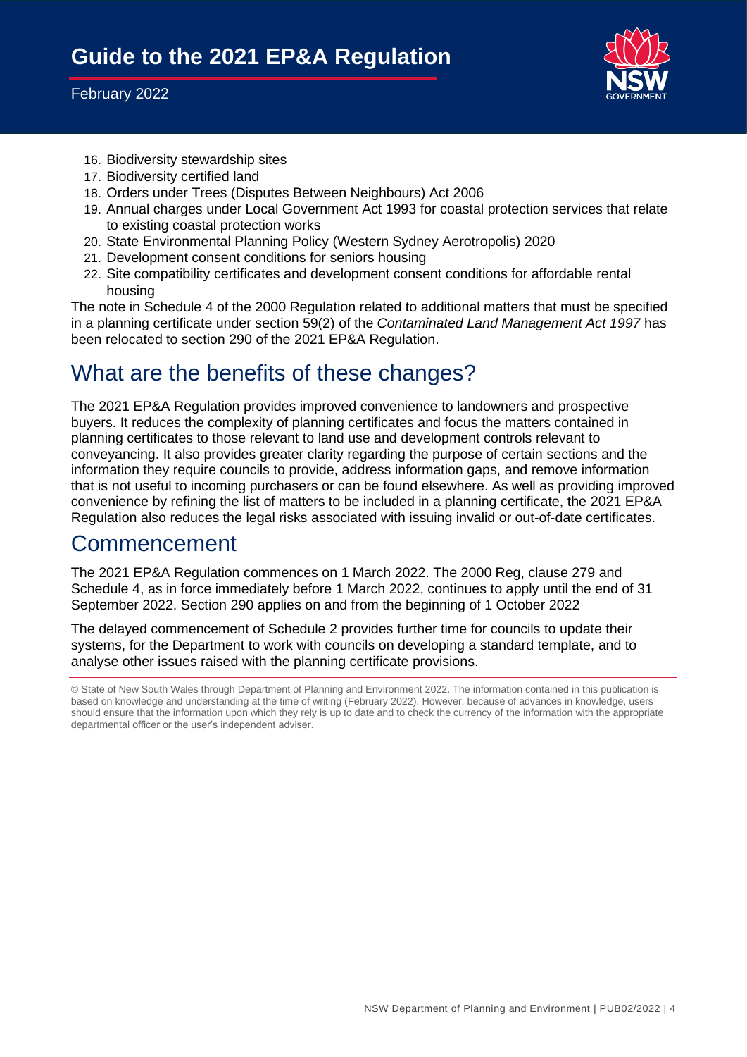16. Biodiversity stewardship sites
17. Biodiversity certified land
18. Orders under Trees (Disputes Between Neighbours) Act 2006
19. Annual charges under Local Government Act 1993 for coastal protection services that relate to existing coastal protection works
20. State Environmental Planning Policy (Western Sydney Aerotropolis) 2020
21. Development consent conditions for seniors housing
22. Site compatibility certificates and development consent conditions for affordable rental housing

The note in Schedule 4 of the 2000 Regulation related to additional matters that must be specified in a planning certificate under section 59(2) of the *Contaminated Land Management Act 1997* has been relocated to section 290 of the 2021 EP&A Regulation.

## What are the benefits of these changes?

The 2021 EP&A Regulation provides improved convenience to landowners and prospective buyers. It reduces the complexity of planning certificates and focus the matters contained in planning certificates to those relevant to land use and development controls relevant to conveyancing. It also provides greater clarity regarding the purpose of certain sections and the information they require councils to provide, address information gaps, and remove information that is not useful to incoming purchasers or can be found elsewhere. As well as providing improved convenience by refining the list of matters to be included in a planning certificate, the 2021 EP&A Regulation also reduces the legal risks associated with issuing invalid or out-of-date certificates.

## Commencement

The 2021 EP&A Regulation commences on 1 March 2022. The 2000 Reg, clause 279 and Schedule 4, as in force immediately before 1 March 2022, continues to apply until the end of 31 September 2022. Section 290 applies on and from the beginning of 1 October 2022

The delayed commencement of Schedule 2 provides further time for councils to update their systems, for the Department to work with councils on developing a standard template, and to analyse other issues raised with the planning certificate provisions.

© State of New South Wales through Department of Planning and Environment 2022. The information contained in this publication is based on knowledge and understanding at the time of writing (February 2022). However, because of advances in knowledge, users should ensure that the information upon which they rely is up to date and to check the currency of the information with the appropriate departmental officer or the user's independent adviser.